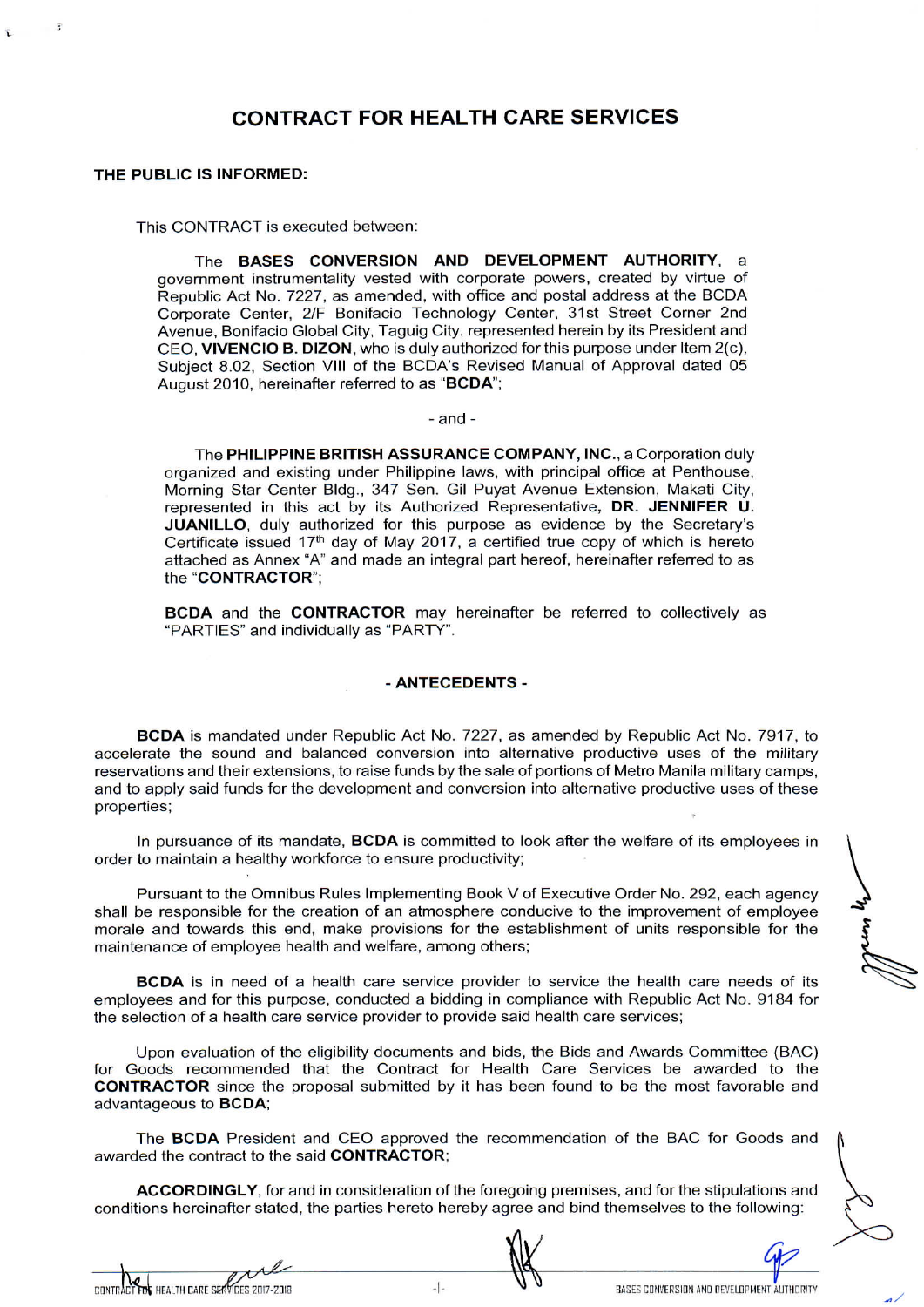# CONTRACT FOR HEALTH CARE SERVICES

**THE PUBLIC IS INFORMED:**

This CONTRACT is executed between:

The **BASES CONVERSION AND DEVELOPMENT AUTHORITY**, a government instrumentality vested with corporate powers, created by virtue of Republic Act No. 7227, as amended, with office and postal address at the BCDA Corporate Center, 2/F Bonifacio Technology Center, 31st Street Corner 2nd Avenue, Bonifacio Global City, Taguig City, represented herein by its President and CEO, **VIVENCIO B. DIZON**, who is duly authorized for this purpose under Item 2(c), Subject 8.02, Section VIII of the BCDA's Revised Manual of Approval dated 05 August 2010, hereinafter referred to as "**BCDA**";

\- and -

The **PHILIPPINE BRITISH ASSURANCE COMPANY, INC.**, a Corporation duly organized and existing under Philippine laws, with principal office at Penthouse, Morning Star Center Bldg., 347 Sen. Gil Puyat Avenue Extension, Makati City, represented in this act by its Authorized Representative, **DR. JENNIFER U. JUANILLO**, duly authorized for this purpose as evidence by the Secretary's Certificate issued 17th day of May 2017, a certified true copy of which is hereto attached as Annex "A" and made an integral part hereof, hereinafter referred to as the "**CONTRACTOR**";

**BCDA** and the **CONTRACTOR** may hereinafter be referred to collectively as "PARTIES" and individually as "PARTY".

## - ANTECEDENTS -

**BCDA** is mandated under Republic Act No. 7227, as amended by Republic Act No. 7917, to accelerate the sound and balanced conversion into alternative productive uses of the military reservations and their extensions, to raise funds by the sale of portions of Metro Manila military camps, and to apply said funds for the development and conversion into alternative productive uses of these properties;

In pursuance of its mandate, **BCDA** is committed to look after the welfare of its employees in order to maintain a healthy workforce to ensure productivity;

Pursuant to the Omnibus Rules Implementing Book V of Executive Order No. 292, each agency shall be responsible for the creation of an atmosphere conducive to the improvement of employee morale and towards this end, make provisions for the establishment of units responsible for the maintenance of employee health and welfare, among others;

**BCDA** is in need of a health care service provider to service the health care needs of its employees and for this purpose, conducted a bidding in compliance with Republic Act No. 9184 for the selection of a health care service provider to provide said health care services;

Upon evaluation of the eligibility documents and bids, the Bids and Awards Committee (BAC) for Goods recommended that the Contract for Health Care Services be awarded to the **CONTRACTOR** since the proposal submitted by it has been found to be the most favorable and advantageous to **BCDA**;

The **BCDA** President and CEO approved the recommendation of the BAC for Goods and awarded the contract to the said **CONTRACTOR**;

**ACCORDINGLY**, for and in consideration of the foregoing premises, and for the stipulations and conditions hereinafter stated, the parties hereto hereby agree and bind themselves to the following: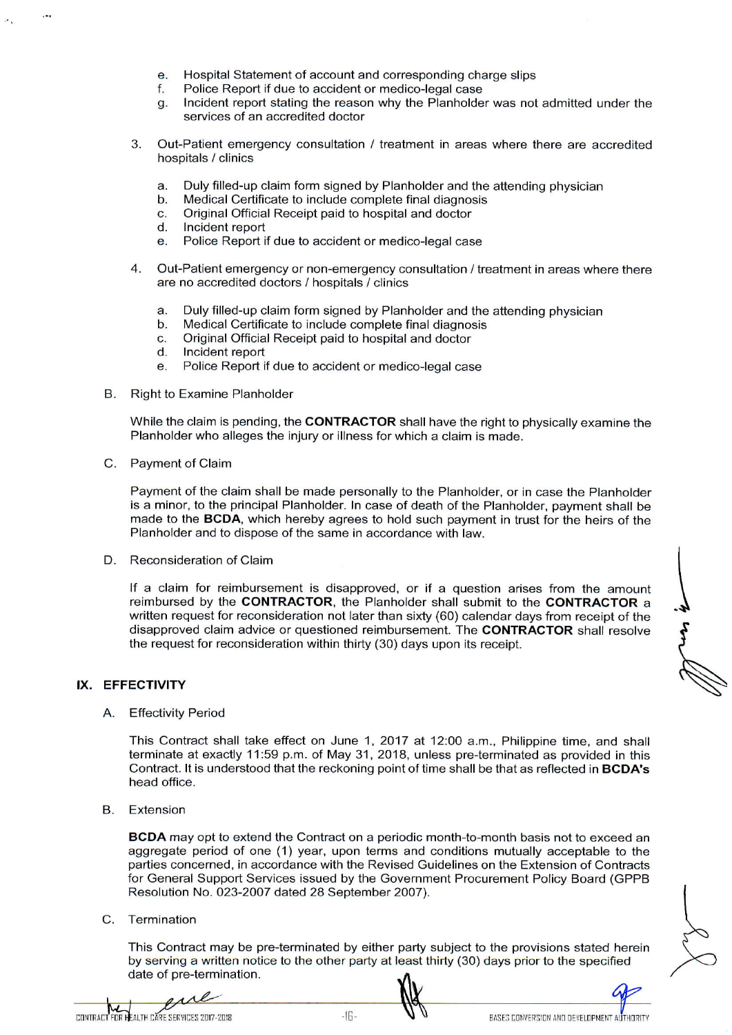e. Hospital Statement of account and corresponding charge slips
f. Police Report if due to accident or medico-legal case
g. Incident report stating the reason why the Planholder was not admitted under the services of an accredited doctor

3. Out-Patient emergency consultation / treatment in areas where there are accredited hospitals / clinics

   a. Duly filled-up claim form signed by Planholder and the attending physician
   b. Medical Certificate to include complete final diagnosis
   c. Original Official Receipt paid to hospital and doctor
   d. Incident report
   e. Police Report if due to accident or medico-legal case

4. Out-Patient emergency or non-emergency consultation / treatment in areas where there are no accredited doctors / hospitals / clinics

   a. Duly filled-up claim form signed by Planholder and the attending physician
   b. Medical Certificate to include complete final diagnosis
   c. Original Official Receipt paid to hospital and doctor
   d. Incident report
   e. Police Report if due to accident or medico-legal case

B. Right to Examine Planholder

While the claim is pending, the **CONTRACTOR** shall have the right to physically examine the Planholder who alleges the injury or illness for which a claim is made.

C. Payment of Claim

Payment of the claim shall be made personally to the Planholder, or in case the Planholder is a minor, to the principal Planholder. In case of death of the Planholder, payment shall be made to the **BCDA**, which hereby agrees to hold such payment in trust for the heirs of the Planholder and to dispose of the same in accordance with law.

D. Reconsideration of Claim

If a claim for reimbursement is disapproved, or if a question arises from the amount reimbursed by the **CONTRACTOR**, the Planholder shall submit to the **CONTRACTOR** a written request for reconsideration not later than sixty (60) calendar days from receipt of the disapproved claim advice or questioned reimbursement. The **CONTRACTOR** shall resolve the request for reconsideration within thirty (30) days upon its receipt.

## IX. EFFECTIVITY

A. Effectivity Period

This Contract shall take effect on June 1, 2017 at 12:00 a.m., Philippine time, and shall terminate at exactly 11:59 p.m. of May 31, 2018, unless pre-terminated as provided in this Contract. It is understood that the reckoning point of time shall be that as reflected in **BCDA's** head office.

B. Extension

**BCDA** may opt to extend the Contract on a periodic month-to-month basis not to exceed an aggregate period of one (1) year, upon terms and conditions mutually acceptable to the parties concerned, in accordance with the Revised Guidelines on the Extension of Contracts for General Support Services issued by the Government Procurement Policy Board (GPPB Resolution No. 023-2007 dated 28 September 2007).

C. Termination

This Contract may be pre-terminated by either party subject to the provisions stated herein by serving a written notice to the other party at least thirty (30) days prior to the specified date of pre-termination.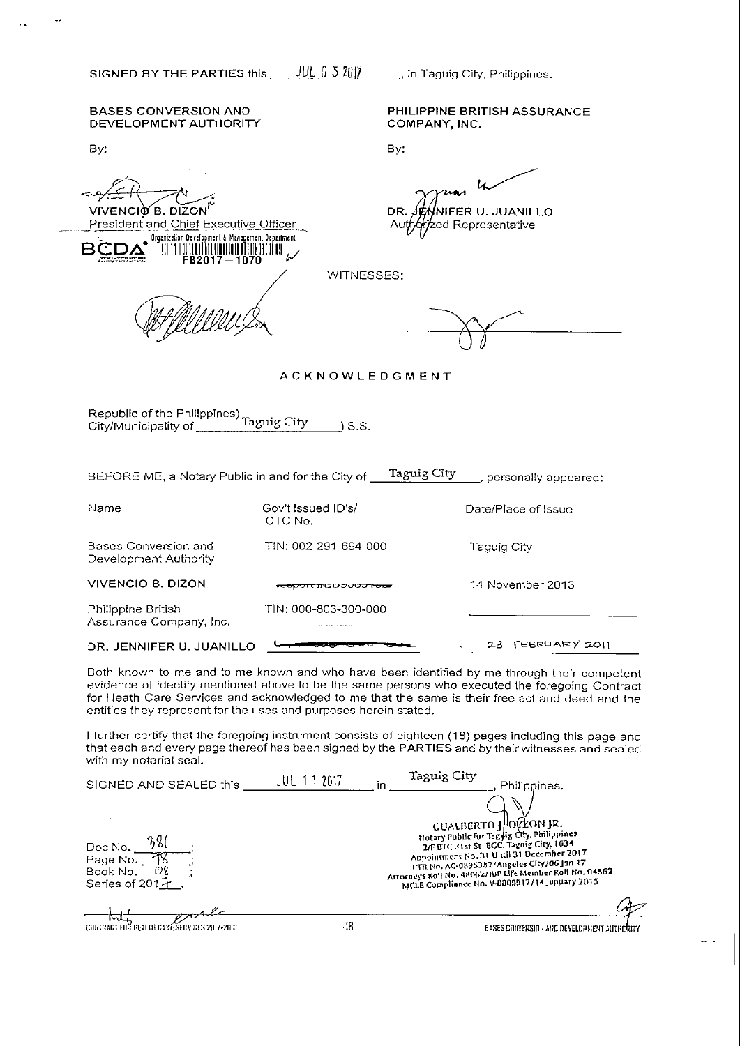SIGNED BY THE PARTIES this JUL 0 3 2017, in Taguig City, Philippines.

| | |
|---|---|
| **BASES CONVERSION AND DEVELOPMENT AUTHORITY** | **PHILIPPINE BRITISH ASSURANCE COMPANY, INC.** |
| By: | By: |
| VIVENCIO B. DIZON<br>President and Chief Executive Officer | DR. JENNIFER U. JUANILLO<br>Authorized Representative |

BCDA Organization Development & Management Department FB2017—1070

WITNESSES:

## ACKNOWLEDGMENT

Republic of the Philippines)
City/Municipality of Taguig City ) S.S.

BEFORE ME, a Notary Public in and for the City of Taguig City, personally appeared:

| Name | Gov't issued ID's/ CTC No. | Date/Place of Issue |
|---|---|---|
| Bases Conversion and Development Authority | TIN: 002-291-694-000 | Taguig City |
| **VIVENCIO B. DIZON** | | 14 November 2013 |
| Philippine British Assurance Company, Inc. | TIN: 000-803-300-000 | |
| **DR. JENNIFER U. JUANILLO** | | 23 FEBRUARY 2011 |

Both known to me and to me known and who have been identified by me through their competent evidence of identity mentioned above to be the same persons who executed the foregoing Contract for Heath Care Services and acknowledged to me that the same is their free act and deed and the entities they represent for the uses and purposes herein stated.

I further certify that the foregoing instrument consists of eighteen (18) pages including this page and that each and every page thereof has been signed by the **PARTIES** and by their witnesses and sealed with my notarial seal.

SIGNED AND SEALED this JUL 1 1 2017 in Taguig City, Philippines.

Doc No. 381;
Page No. 78;
Book No. 08;
Series of 2017.

GUALBERTO J. OLIZON JR.
Notary Public for Taguig City, Philippines
2/F BTC 31st St. BGC, Taguig City, 1634
Appointment No. 31 Until 31 December 2017
PTR No. AC-0895352/Angeles City/06 Jan 17
Attorneys Roll No. 48062/IBP Life Member Roll No. 04862
MCLE Compliance No. V-0005517/14 January 2015

CONTRACT FOR HEALTH CARE SERVICES 2017-2018 BASES CONVERSION AND DEVELOPMENT AUTHORITY